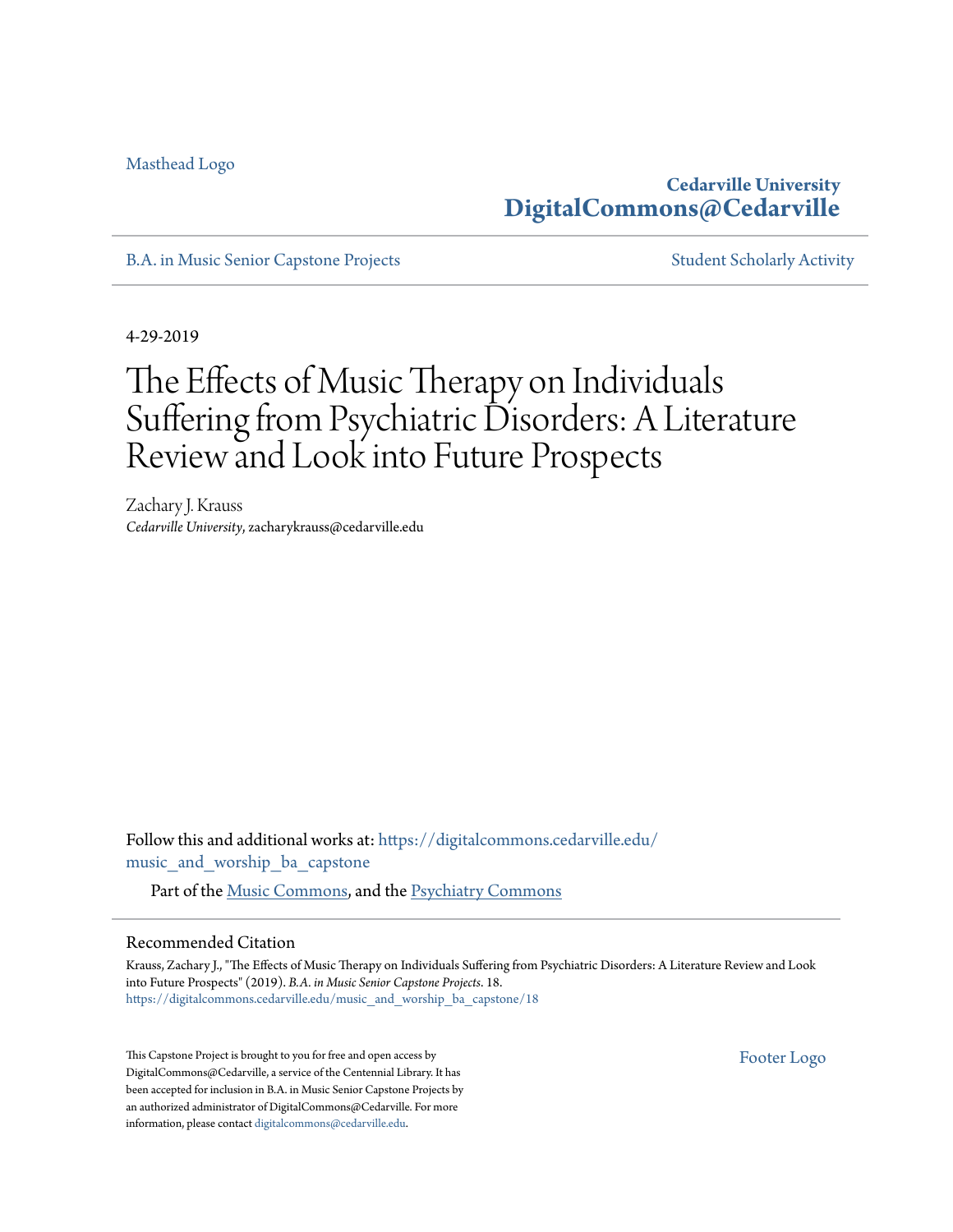Masthead Logo

**Cedarville University**
**DigitalCommons@Cedarville**

B.A. in Music Senior Capstone Projects

Student Scholarly Activity

4-29-2019

# The Effects of Music Therapy on Individuals Suffering from Psychiatric Disorders: A Literature Review and Look into Future Prospects

Zachary J. Krauss
*Cedarville University*, zacharykrauss@cedarville.edu

Follow this and additional works at: https://digitalcommons.cedarville.edu/music_and_worship_ba_capstone

Part of the Music Commons, and the Psychiatry Commons

## Recommended Citation

Krauss, Zachary J., "The Effects of Music Therapy on Individuals Suffering from Psychiatric Disorders: A Literature Review and Look into Future Prospects" (2019). *B.A. in Music Senior Capstone Projects*. 18.
https://digitalcommons.cedarville.edu/music_and_worship_ba_capstone/18

This Capstone Project is brought to you for free and open access by DigitalCommons@Cedarville, a service of the Centennial Library. It has been accepted for inclusion in B.A. in Music Senior Capstone Projects by an authorized administrator of DigitalCommons@Cedarville. For more information, please contact digitalcommons@cedarville.edu.

Footer Logo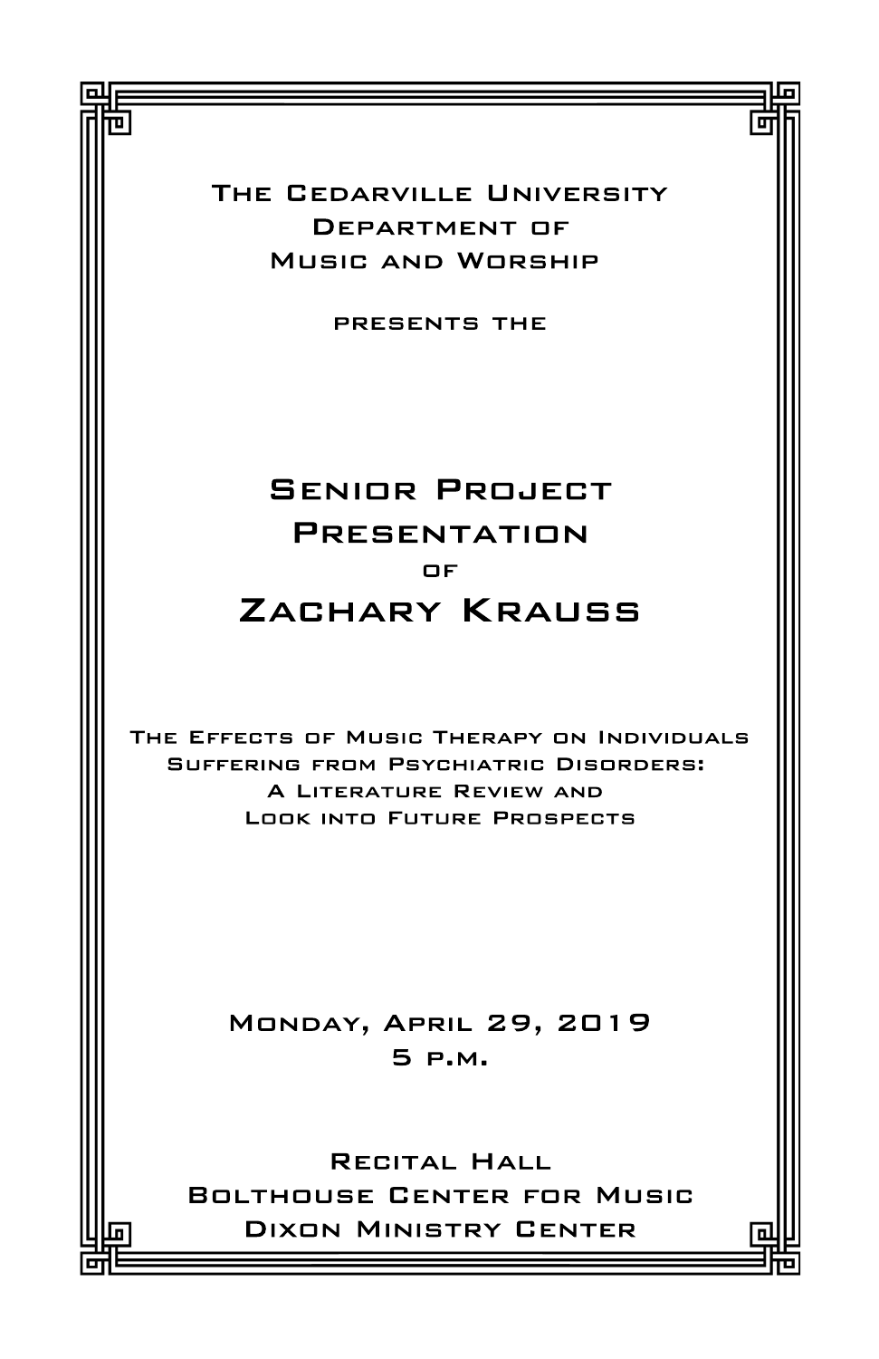The Cedarville University
Department of
Music and Worship

presents the

# Senior Project Presentation

of

# Zachary Krauss

The Effects of Music Therapy on Individuals Suffering from Psychiatric Disorders:
A Literature Review and
Look into Future Prospects

Monday, April 29, 2019
5 p.m.

Recital Hall
Bolthouse Center for Music
Dixon Ministry Center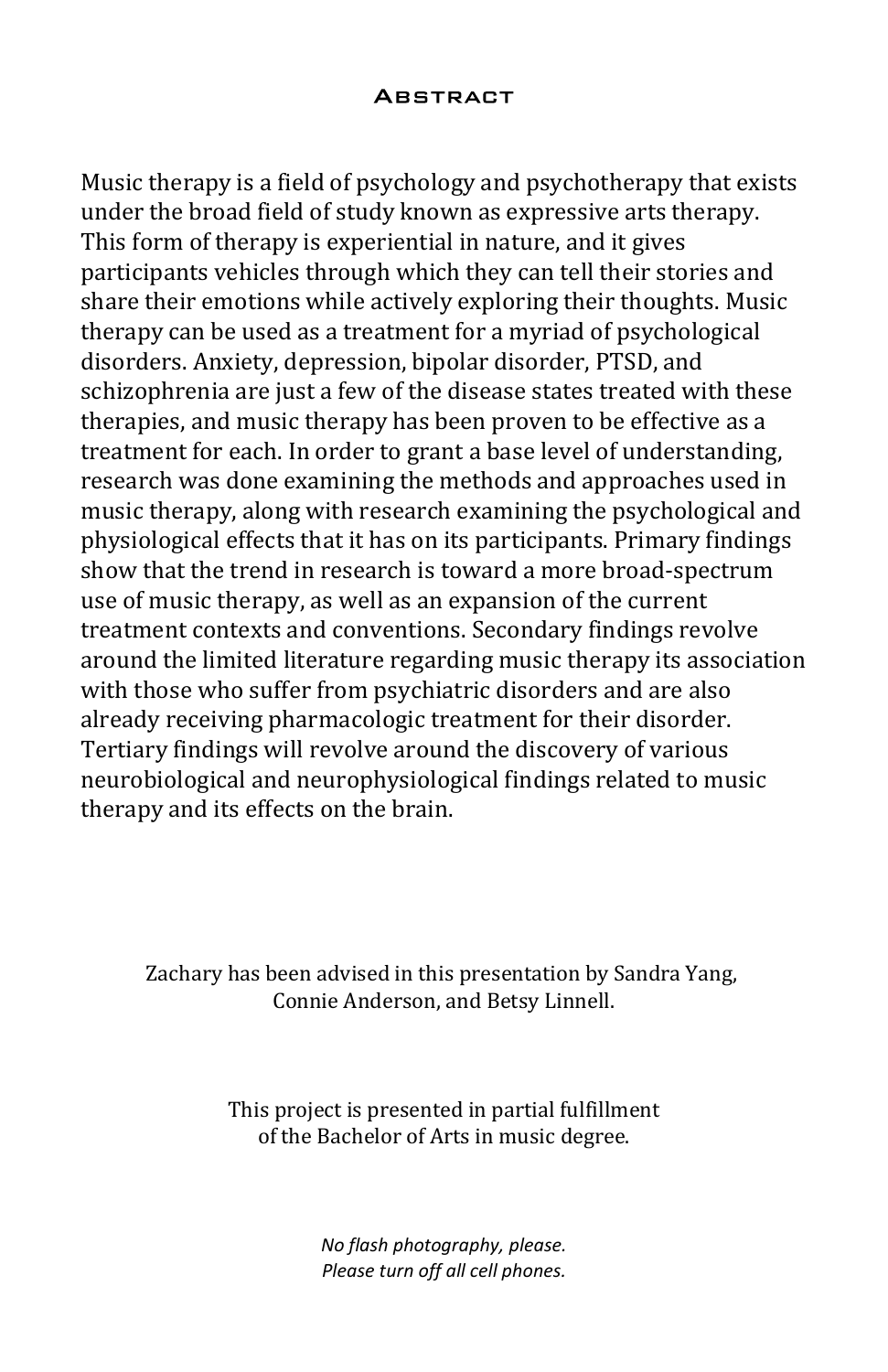## Abstract

Music therapy is a field of psychology and psychotherapy that exists under the broad field of study known as expressive arts therapy. This form of therapy is experiential in nature, and it gives participants vehicles through which they can tell their stories and share their emotions while actively exploring their thoughts. Music therapy can be used as a treatment for a myriad of psychological disorders. Anxiety, depression, bipolar disorder, PTSD, and schizophrenia are just a few of the disease states treated with these therapies, and music therapy has been proven to be effective as a treatment for each. In order to grant a base level of understanding, research was done examining the methods and approaches used in music therapy, along with research examining the psychological and physiological effects that it has on its participants. Primary findings show that the trend in research is toward a more broad-spectrum use of music therapy, as well as an expansion of the current treatment contexts and conventions. Secondary findings revolve around the limited literature regarding music therapy its association with those who suffer from psychiatric disorders and are also already receiving pharmacologic treatment for their disorder. Tertiary findings will revolve around the discovery of various neurobiological and neurophysiological findings related to music therapy and its effects on the brain.

Zachary has been advised in this presentation by Sandra Yang, Connie Anderson, and Betsy Linnell.

This project is presented in partial fulfillment of the Bachelor of Arts in music degree.

*No flash photography, please.*
*Please turn off all cell phones.*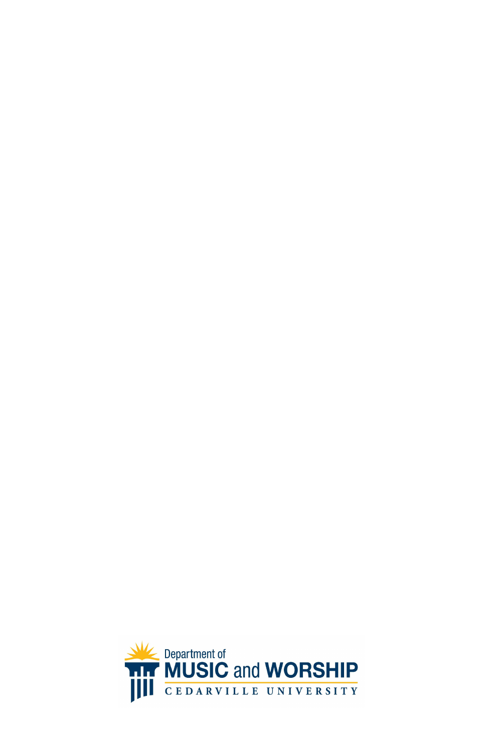Department of
MUSIC and WORSHIP
CEDARVILLE UNIVERSITY